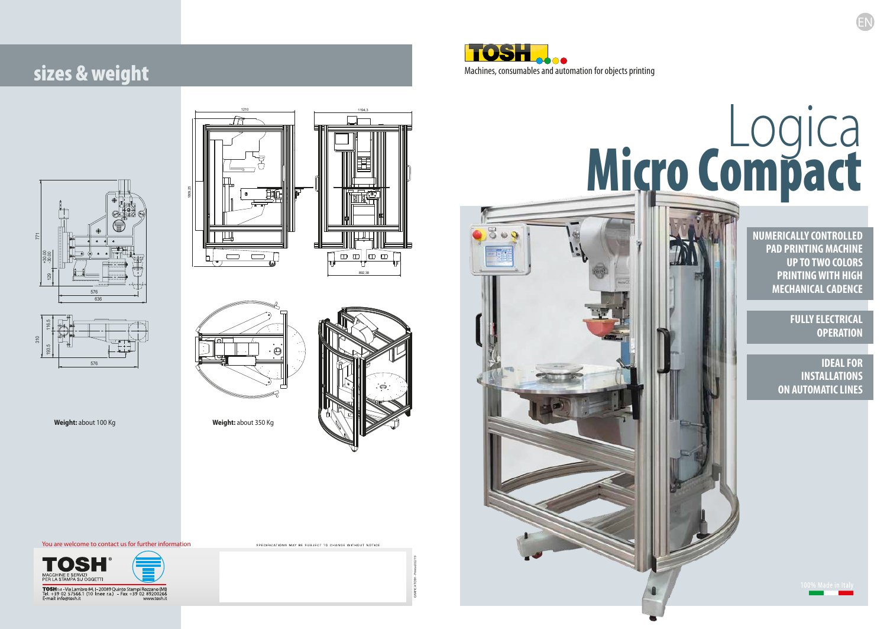## sizes & weight

**Weight:** about 100 Kg

**Weight:** about 350 Kg

You are welcome to contact us for further information

TOSH®
MACCHINE E SERVIZI
PER LA STAMPA SU OGGETTI

TOSH s.r.l. - Via Lambro 84, I-20089 Quinto Stampi Rozzano (MI)
Tel. +39 02 57566.1 (10 linee r.a.) - Fax +39 02 89200266
E-mail info@tosh.it www.tosh.it

SPECIFICATIONS MAY BE SUBJECT TO CHANGE WITHOUT NOTICE

EN

TOSH

Machines, consumables and automation for objects printing

# Logica Micro Compact

**NUMERICALLY CONTROLLED PAD PRINTING MACHINE UP TO TWO COLORS PRINTING WITH HIGH MECHANICAL CADENCE**

**FULLY ELECTRICAL OPERATION**

**IDEAL FOR INSTALLATIONS ON AUTOMATIC LINES**

100% Made in Italy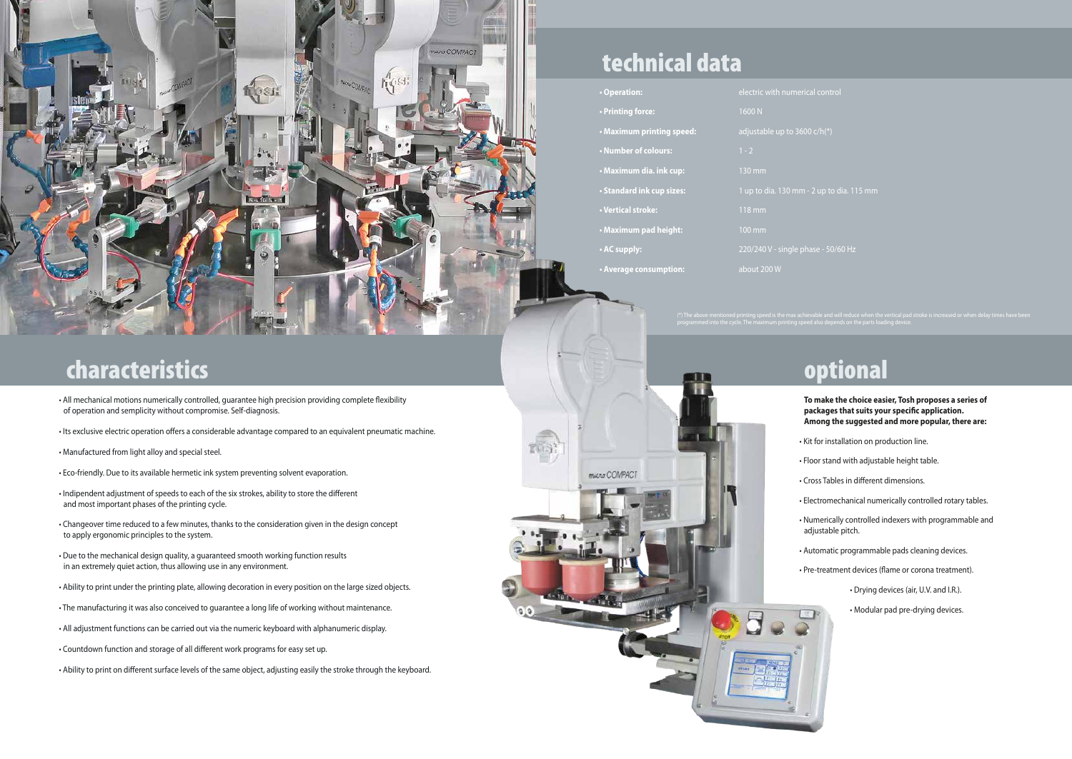## technical data

| | |
|---|---|
| **• Operation:** | electric with numerical control |
| **• Printing force:** | 1600 N |
| **• Maximum printing speed:** | adjustable up to 3600 c/h(*) |
| **• Number of colours:** | 1 - 2 |
| **• Maximum dia. ink cup:** | 130 mm |
| **• Standard ink cup sizes:** | 1 up to dia. 130 mm - 2 up to dia. 115 mm |
| **• Vertical stroke:** | 118 mm |
| **• Maximum pad height:** | 100 mm |
| **• AC supply:** | 220/240 V - single phase - 50/60 Hz |
| **• Average consumption:** | about 200 W |

(*) The above mentioned printing speed is the max achievable and will reduce when the vertical pad stroke is increased or when delay times have been programmed into the cycle. The maximum printing speed also depends on the parts loading device.

## characteristics

- All mechanical motions numerically controlled, guarantee high precision providing complete flexibility of operation and semplicity without compromise. Self-diagnosis.
- Its exclusive electric operation offers a considerable advantage compared to an equivalent pneumatic machine.
- Manufactured from light alloy and special steel.
- Eco-friendly. Due to its available hermetic ink system preventing solvent evaporation.
- Indipendent adjustment of speeds to each of the six strokes, ability to store the different and most important phases of the printing cycle.
- Changeover time reduced to a few minutes, thanks to the consideration given in the design concept to apply ergonomic principles to the system.
- Due to the mechanical design quality, a guaranteed smooth working function results in an extremely quiet action, thus allowing use in any environment.
- Ability to print under the printing plate, allowing decoration in every position on the large sized objects.
- The manufacturing it was also conceived to guarantee a long life of working without maintenance.
- All adjustment functions can be carried out via the numeric keyboard with alphanumeric display.
- Countdown function and storage of all different work programs for easy set up.
- Ability to print on different surface levels of the same object, adjusting easily the stroke through the keyboard.

## optional

**To make the choice easier, Tosh proposes a series of packages that suits your specific application. Among the suggested and more popular, there are:**

- Kit for installation on production line.
- Floor stand with adjustable height table.
- Cross Tables in different dimensions.
- Electromechanical numerically controlled rotary tables.
- Numerically controlled indexers with programmable and adjustable pitch.
- Automatic programmable pads cleaning devices.
- Pre-treatment devices (flame or corona treatment).
- Drying devices (air, U.V. and I.R.).
- Modular pad pre-drying devices.